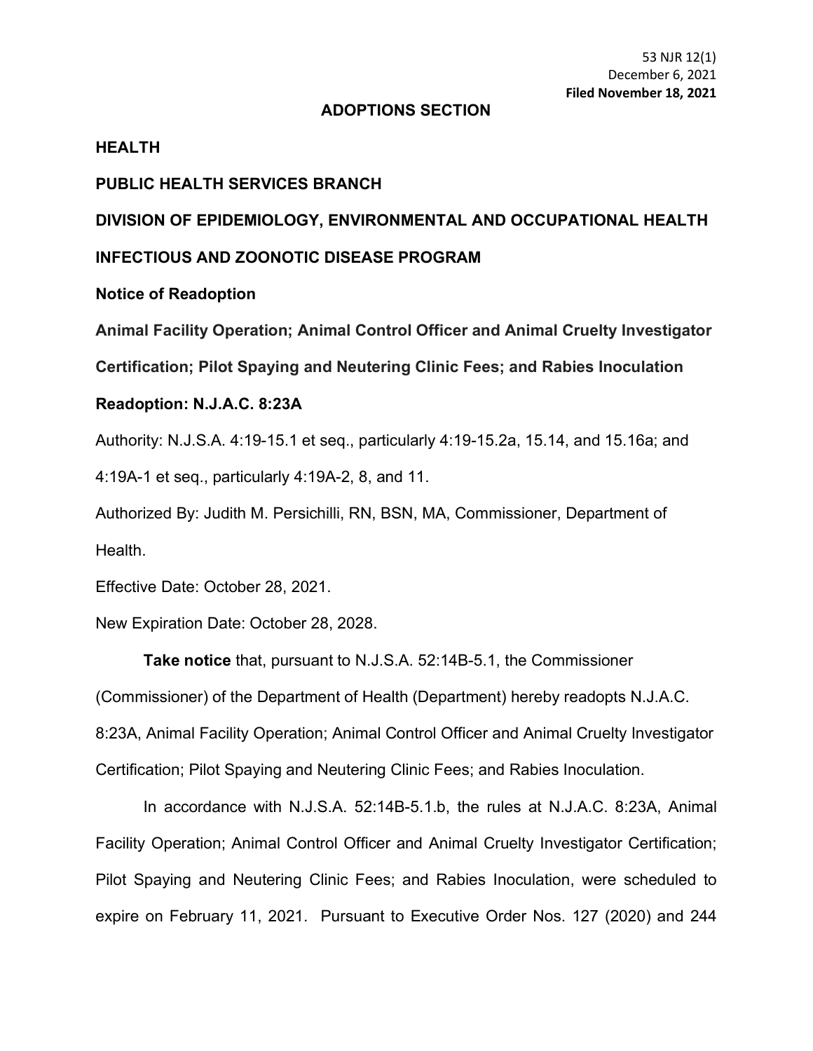53 NJR 12(1)
December 6, 2021
**Filed November 18, 2021**

## ADOPTIONS SECTION

**HEALTH**

**PUBLIC HEALTH SERVICES BRANCH**

**DIVISION OF EPIDEMIOLOGY, ENVIRONMENTAL AND OCCUPATIONAL HEALTH**

**INFECTIOUS AND ZOONOTIC DISEASE PROGRAM**

**Notice of Readoption**

**Animal Facility Operation; Animal Control Officer and Animal Cruelty Investigator Certification; Pilot Spaying and Neutering Clinic Fees; and Rabies Inoculation**

**Readoption: N.J.A.C. 8:23A**

Authority: N.J.S.A. 4:19-15.1 et seq., particularly 4:19-15.2a, 15.14, and 15.16a; and 4:19A-1 et seq., particularly 4:19A-2, 8, and 11.

Authorized By: Judith M. Persichilli, RN, BSN, MA, Commissioner, Department of Health.

Effective Date: October 28, 2021.

New Expiration Date: October 28, 2028.

**Take notice** that, pursuant to N.J.S.A. 52:14B-5.1, the Commissioner (Commissioner) of the Department of Health (Department) hereby readopts N.J.A.C. 8:23A, Animal Facility Operation; Animal Control Officer and Animal Cruelty Investigator Certification; Pilot Spaying and Neutering Clinic Fees; and Rabies Inoculation.

In accordance with N.J.S.A. 52:14B-5.1.b, the rules at N.J.A.C. 8:23A, Animal Facility Operation; Animal Control Officer and Animal Cruelty Investigator Certification; Pilot Spaying and Neutering Clinic Fees; and Rabies Inoculation, were scheduled to expire on February 11, 2021. Pursuant to Executive Order Nos. 127 (2020) and 244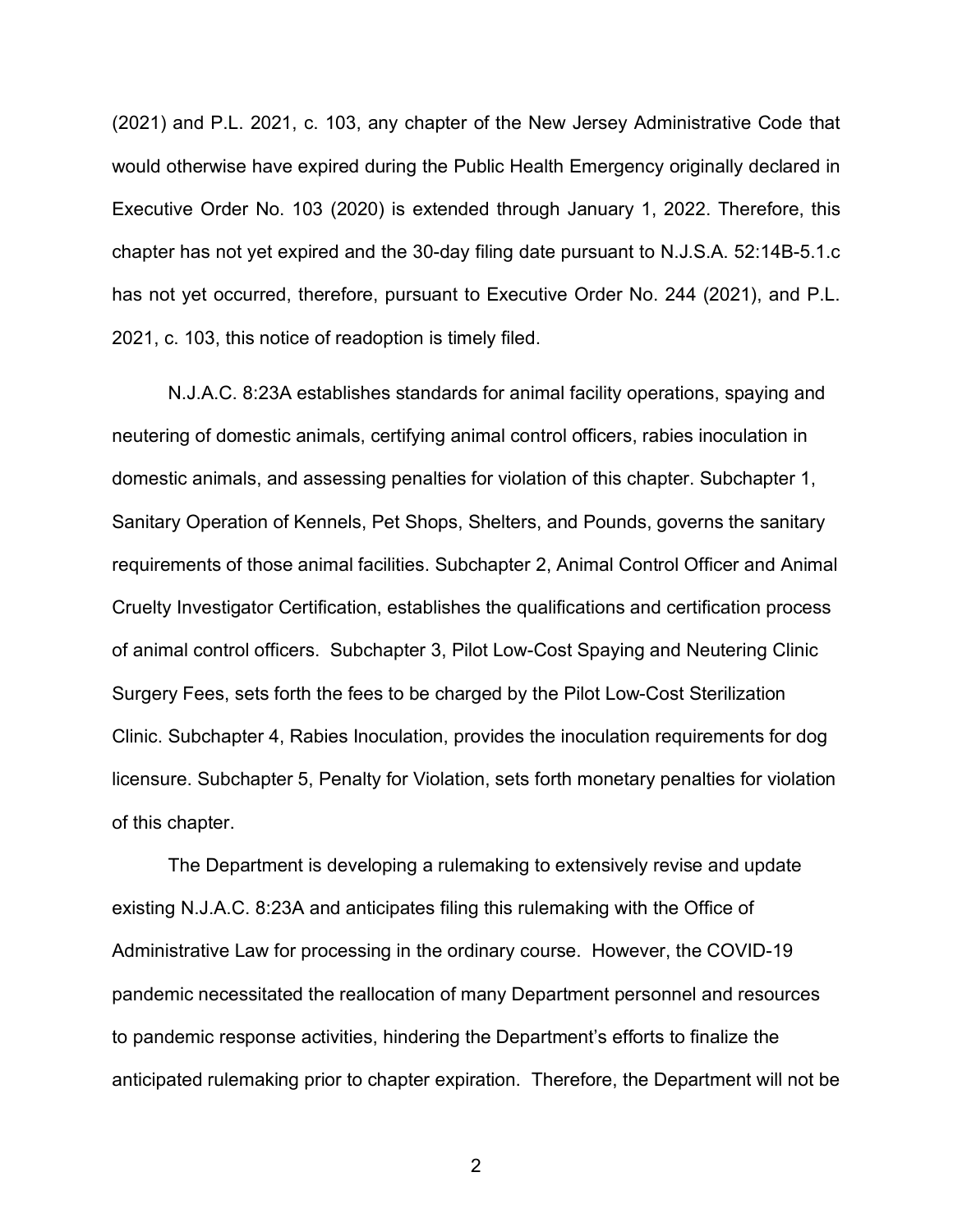(2021) and P.L. 2021, c. 103, any chapter of the New Jersey Administrative Code that would otherwise have expired during the Public Health Emergency originally declared in Executive Order No. 103 (2020) is extended through January 1, 2022. Therefore, this chapter has not yet expired and the 30-day filing date pursuant to N.J.S.A. 52:14B-5.1.c has not yet occurred, therefore, pursuant to Executive Order No. 244 (2021), and P.L. 2021, c. 103, this notice of readoption is timely filed.

N.J.A.C. 8:23A establishes standards for animal facility operations, spaying and neutering of domestic animals, certifying animal control officers, rabies inoculation in domestic animals, and assessing penalties for violation of this chapter. Subchapter 1, Sanitary Operation of Kennels, Pet Shops, Shelters, and Pounds, governs the sanitary requirements of those animal facilities. Subchapter 2, Animal Control Officer and Animal Cruelty Investigator Certification, establishes the qualifications and certification process of animal control officers. Subchapter 3, Pilot Low-Cost Spaying and Neutering Clinic Surgery Fees, sets forth the fees to be charged by the Pilot Low-Cost Sterilization Clinic. Subchapter 4, Rabies Inoculation, provides the inoculation requirements for dog licensure. Subchapter 5, Penalty for Violation, sets forth monetary penalties for violation of this chapter.

The Department is developing a rulemaking to extensively revise and update existing N.J.A.C. 8:23A and anticipates filing this rulemaking with the Office of Administrative Law for processing in the ordinary course. However, the COVID-19 pandemic necessitated the reallocation of many Department personnel and resources to pandemic response activities, hindering the Department's efforts to finalize the anticipated rulemaking prior to chapter expiration. Therefore, the Department will not be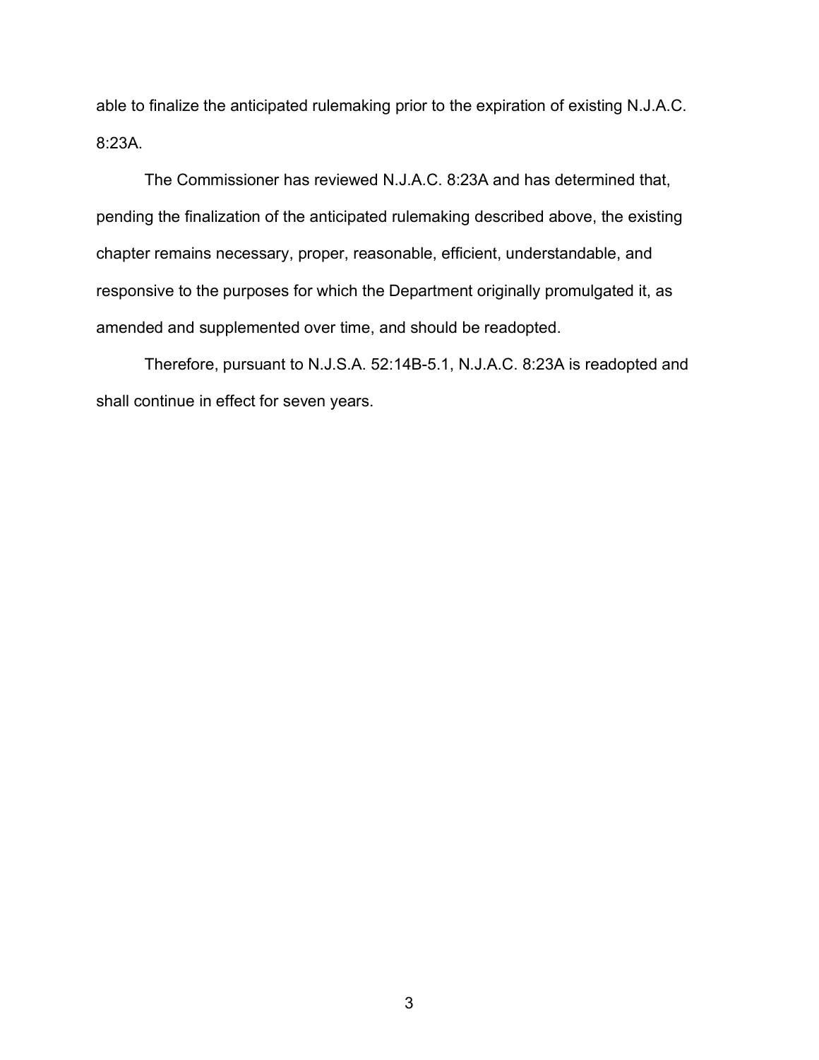able to finalize the anticipated rulemaking prior to the expiration of existing N.J.A.C. 8:23A.

The Commissioner has reviewed N.J.A.C. 8:23A and has determined that, pending the finalization of the anticipated rulemaking described above, the existing chapter remains necessary, proper, reasonable, efficient, understandable, and responsive to the purposes for which the Department originally promulgated it, as amended and supplemented over time, and should be readopted.

Therefore, pursuant to N.J.S.A. 52:14B-5.1, N.J.A.C. 8:23A is readopted and shall continue in effect for seven years.